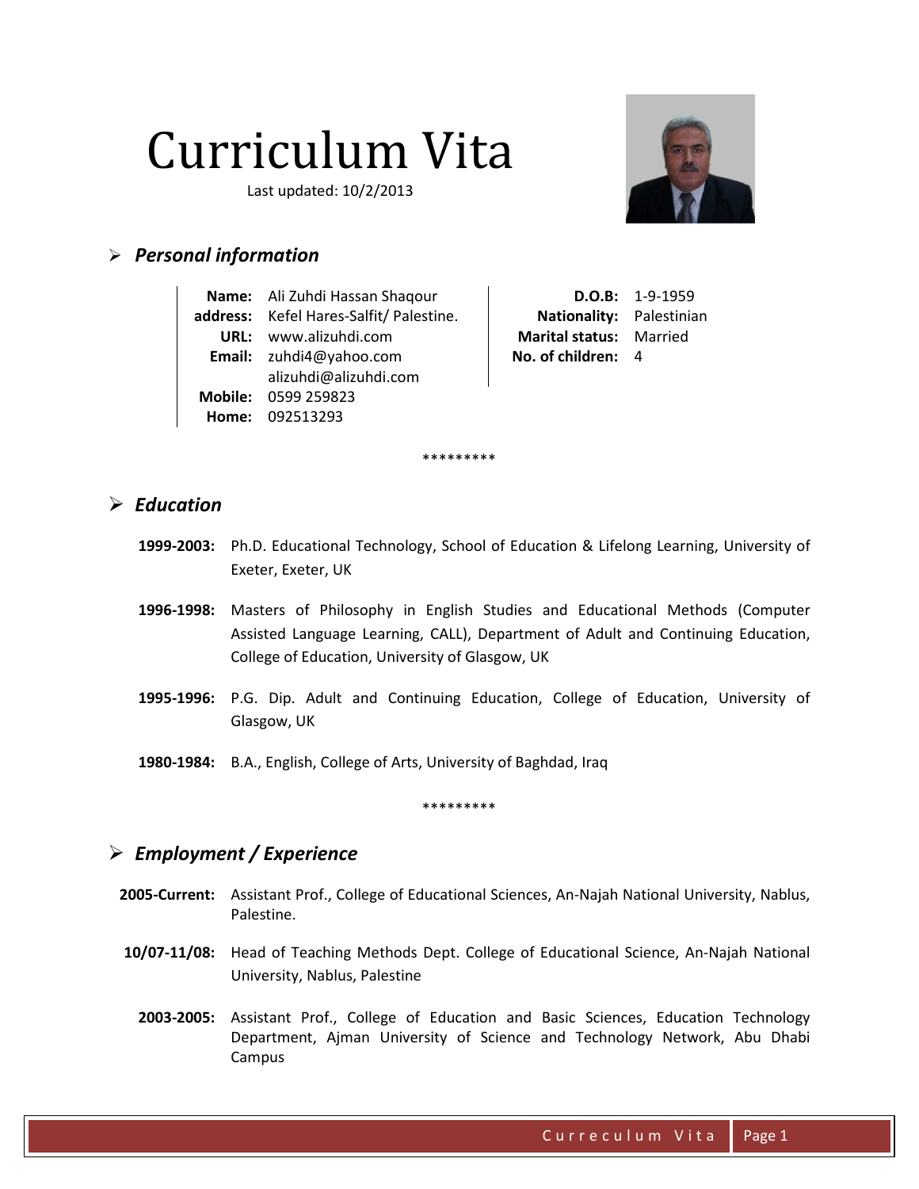# Curriculum Vita

Last updated: 10/2/2013

## Personal information

**Name:** Ali Zuhdi Hassan Shaqour
**address:** Kefel Hares-Salfit/ Palestine.
**URL:** www.alizuhdi.com
**Email:** zuhdi4@yahoo.com
alizuhdi@alizuhdi.com
**Mobile:** 0599 259823
**Home:** 092513293

**D.O.B:** 1-9-1959
**Nationality:** Palestinian
**Marital status:** Married
**No. of children:** 4

*********

## Education

**1999-2003:** Ph.D. Educational Technology, School of Education & Lifelong Learning, University of Exeter, Exeter, UK

**1996-1998:** Masters of Philosophy in English Studies and Educational Methods (Computer Assisted Language Learning, CALL), Department of Adult and Continuing Education, College of Education, University of Glasgow, UK

**1995-1996:** P.G. Dip. Adult and Continuing Education, College of Education, University of Glasgow, UK

**1980-1984:** B.A., English, College of Arts, University of Baghdad, Iraq

*********

## Employment / Experience

**2005-Current:** Assistant Prof., College of Educational Sciences, An-Najah National University, Nablus, Palestine.

**10/07-11/08:** Head of Teaching Methods Dept. College of Educational Science, An-Najah National University, Nablus, Palestine

**2003-2005:** Assistant Prof., College of Education and Basic Sciences, Education Technology Department, Ajman University of Science and Technology Network, Abu Dhabi Campus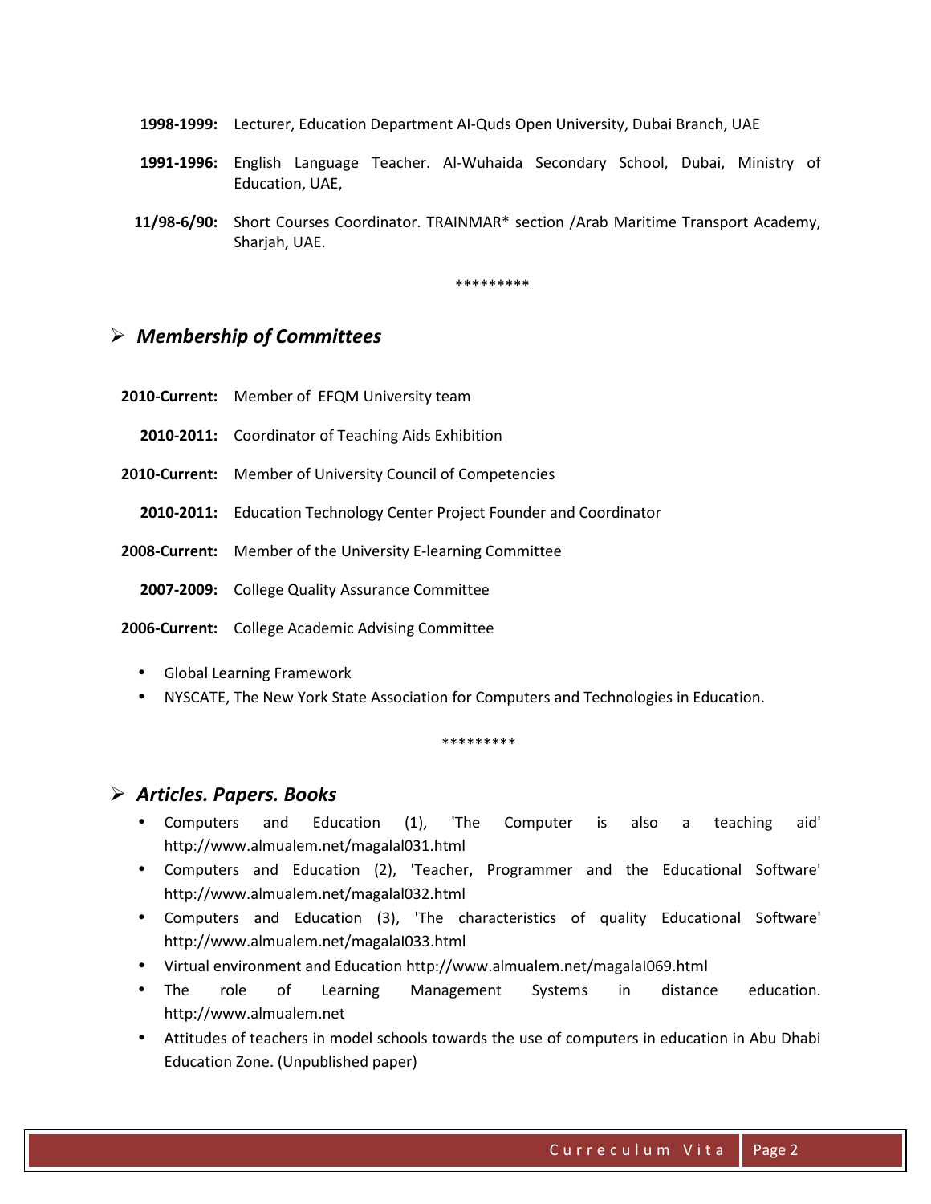**1998-1999:** Lecturer, Education Department Al-Quds Open University, Dubai Branch, UAE

**1991-1996:** English Language Teacher. Al-Wuhaida Secondary School, Dubai, Ministry of Education, UAE,

**11/98-6/90:** Short Courses Coordinator. TRAINMAR* section /Arab Maritime Transport Academy, Sharjah, UAE.

*********

## ➢ *Membership of Committees*

**2010-Current:** Member of EFQM University team

**2010-2011:** Coordinator of Teaching Aids Exhibition

**2010-Current:** Member of University Council of Competencies

**2010-2011:** Education Technology Center Project Founder and Coordinator

**2008-Current:** Member of the University E-learning Committee

**2007-2009:** College Quality Assurance Committee

**2006-Current:** College Academic Advising Committee

- Global Learning Framework
- NYSCATE, The New York State Association for Computers and Technologies in Education.

*********

## ➢ *Articles. Papers. Books*

- Computers and Education (1), 'The Computer is also a teaching aid' http://www.almualem.net/magalal031.html
- Computers and Education (2), 'Teacher, Programmer and the Educational Software' http://www.almualem.net/magalal032.html
- Computers and Education (3), 'The characteristics of quality Educational Software' http://www.almualem.net/magalaI033.html
- Virtual environment and Education http://www.almualem.net/magalaI069.html
- The role of Learning Management Systems in distance education. http://www.almualem.net
- Attitudes of teachers in model schools towards the use of computers in education in Abu Dhabi Education Zone. (Unpublished paper)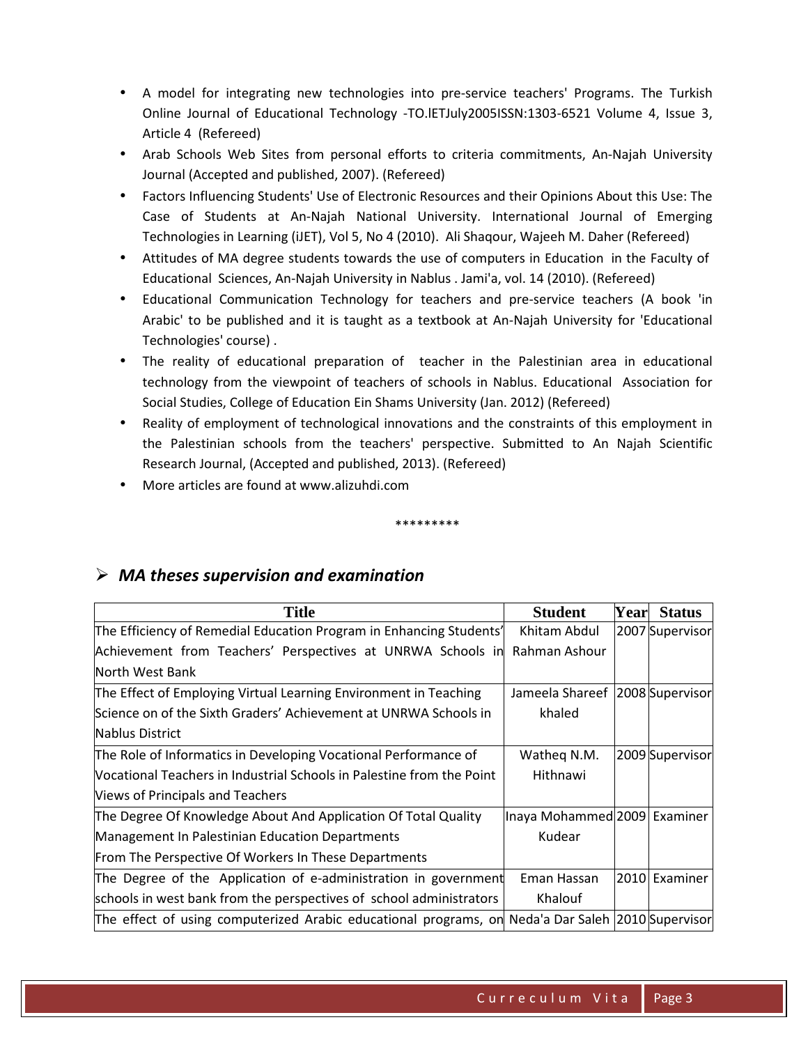- A model for integrating new technologies into pre-service teachers' Programs. The Turkish Online Journal of Educational Technology -TO.lETJuly2005ISSN:1303-6521 Volume 4, Issue 3, Article 4 (Refereed)
- Arab Schools Web Sites from personal efforts to criteria commitments, An-Najah University Journal (Accepted and published, 2007). (Refereed)
- Factors Influencing Students' Use of Electronic Resources and their Opinions About this Use: The Case of Students at An-Najah National University. International Journal of Emerging Technologies in Learning (iJET), Vol 5, No 4 (2010). Ali Shaqour, Wajeeh M. Daher (Refereed)
- Attitudes of MA degree students towards the use of computers in Education in the Faculty of Educational Sciences, An-Najah University in Nablus . Jami'a, vol. 14 (2010). (Refereed)
- Educational Communication Technology for teachers and pre-service teachers (A book 'in Arabic' to be published and it is taught as a textbook at An-Najah University for 'Educational Technologies' course) .
- The reality of educational preparation of teacher in the Palestinian area in educational technology from the viewpoint of teachers of schools in Nablus. Educational Association for Social Studies, College of Education Ein Shams University (Jan. 2012) (Refereed)
- Reality of employment of technological innovations and the constraints of this employment in the Palestinian schools from the teachers' perspective. Submitted to An Najah Scientific Research Journal, (Accepted and published, 2013). (Refereed)
- More articles are found at www.alizuhdi.com

*********

## ➢ *MA theses supervision and examination*

| Title | Student | Year | Status |
|---|---|---|---|
| The Efficiency of Remedial Education Program in Enhancing Students' Achievement from Teachers' Perspectives at UNRWA Schools in North West Bank | Khitam Abdul Rahman Ashour | 2007 | Supervisor |
| The Effect of Employing Virtual Learning Environment in Teaching Science on of the Sixth Graders' Achievement at UNRWA Schools in Nablus District | Jameela Shareef khaled | 2008 | Supervisor |
| The Role of Informatics in Developing Vocational Performance of Vocational Teachers in Industrial Schools in Palestine from the Point Views of Principals and Teachers | Watheq N.M. Hithnawi | 2009 | Supervisor |
| The Degree Of Knowledge About And Application Of Total Quality Management In Palestinian Education Departments From The Perspective Of Workers In These Departments | Inaya Mohammed Kudear | 2009 | Examiner |
| The Degree of the Application of e-administration in government schools in west bank from the perspectives of school administrators | Eman Hassan Khalouf | 2010 | Examiner |
| The effect of using computerized Arabic educational programs, on | Neda'a Dar Saleh | 2010 | Supervisor |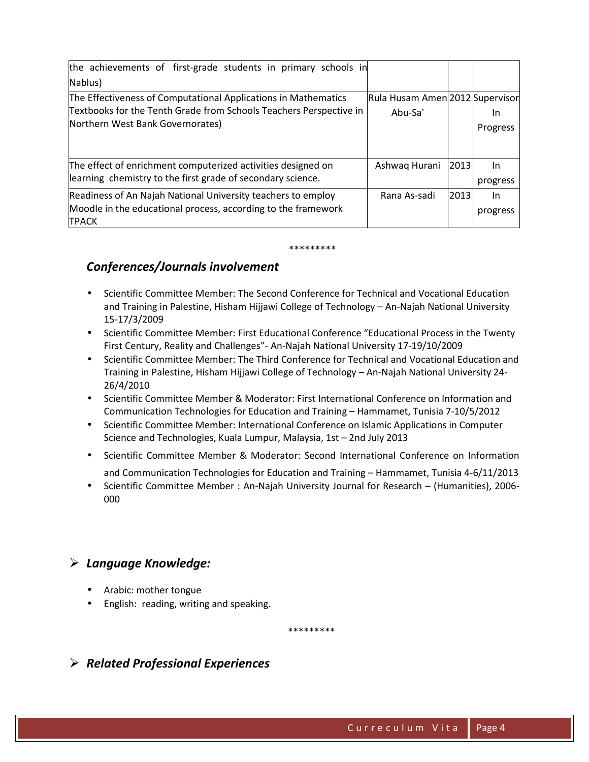| | | | |
|---|---|---|---|
| the achievements of first-grade students in primary schools in Nablus) | | | |
| The Effectiveness of Computational Applications in Mathematics Textbooks for the Tenth Grade from Schools Teachers Perspective in Northern West Bank Governorates) | Rula Husam Amen Abu-Sa' | 2012 | Supervisor In Progress |
| The effect of enrichment computerized activities designed on learning chemistry to the first grade of secondary science. | Ashwaq Hurani | 2013 | In progress |
| Readiness of An Najah National University teachers to employ Moodle in the educational process, according to the framework TPACK | Rana As-sadi | 2013 | In progress |

*********

### *Conferences/Journals involvement*

- Scientific Committee Member: The Second Conference for Technical and Vocational Education and Training in Palestine, Hisham Hijjawi College of Technology – An-Najah National University 15-17/3/2009
- Scientific Committee Member: First Educational Conference "Educational Process in the Twenty First Century, Reality and Challenges"- An-Najah National University 17-19/10/2009
- Scientific Committee Member: The Third Conference for Technical and Vocational Education and Training in Palestine, Hisham Hijjawi College of Technology – An-Najah National University 24-26/4/2010
- Scientific Committee Member & Moderator: First International Conference on Information and Communication Technologies for Education and Training – Hammamet, Tunisia 7-10/5/2012
- Scientific Committee Member: International Conference on Islamic Applications in Computer Science and Technologies, Kuala Lumpur, Malaysia, 1st – 2nd July 2013
- Scientific Committee Member & Moderator: Second International Conference on Information and Communication Technologies for Education and Training – Hammamet, Tunisia 4-6/11/2013
- Scientific Committee Member : An-Najah University Journal for Research – (Humanities), 2006-000

### *Language Knowledge:*

- Arabic: mother tongue
- English: reading, writing and speaking.

*********

### *Related Professional Experiences*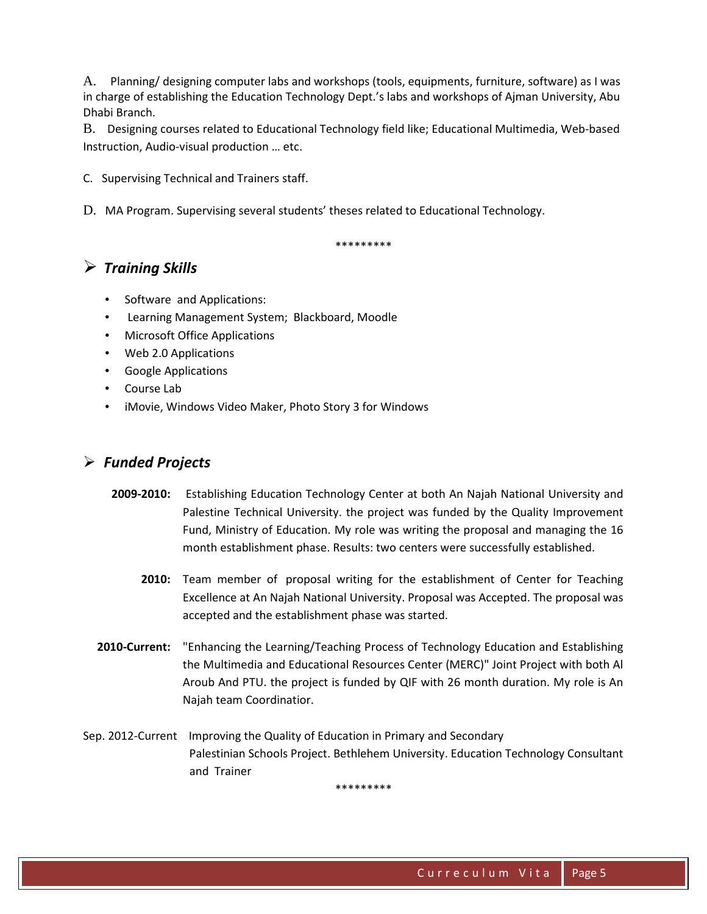A. Planning/ designing computer labs and workshops (tools, equipments, furniture, software) as I was in charge of establishing the Education Technology Dept.'s labs and workshops of Ajman University, Abu Dhabi Branch.

B. Designing courses related to Educational Technology field like; Educational Multimedia, Web-based Instruction, Audio-visual production … etc.

C. Supervising Technical and Trainers staff.

D. MA Program. Supervising several students' theses related to Educational Technology.

*********

## *Training Skills*

- Software and Applications:
- Learning Management System; Blackboard, Moodle
- Microsoft Office Applications
- Web 2.0 Applications
- Google Applications
- Course Lab
- iMovie, Windows Video Maker, Photo Story 3 for Windows

## *Funded Projects*

**2009-2010:** Establishing Education Technology Center at both An Najah National University and Palestine Technical University. the project was funded by the Quality Improvement Fund, Ministry of Education. My role was writing the proposal and managing the 16 month establishment phase. Results: two centers were successfully established.

**2010:** Team member of proposal writing for the establishment of Center for Teaching Excellence at An Najah National University. Proposal was Accepted. The proposal was accepted and the establishment phase was started.

**2010-Current:** "Enhancing the Learning/Teaching Process of Technology Education and Establishing the Multimedia and Educational Resources Center (MERC)" Joint Project with both Al Aroub And PTU. the project is funded by QIF with 26 month duration. My role is An Najah team Coordinatior.

Sep. 2012-Current Improving the Quality of Education in Primary and Secondary Palestinian Schools Project. Bethlehem University. Education Technology Consultant and Trainer

*********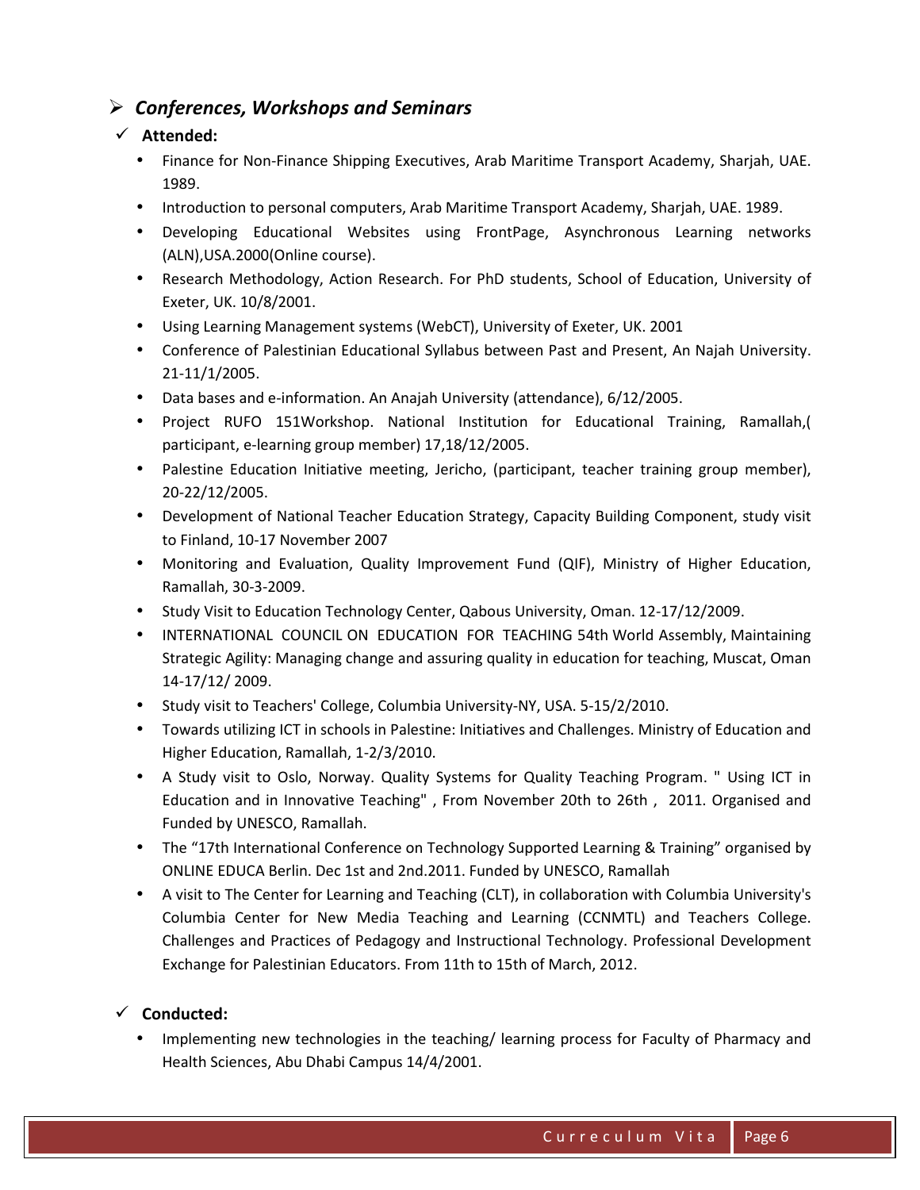## *Conferences, Workshops and Seminars*

### Attended:

- Finance for Non-Finance Shipping Executives, Arab Maritime Transport Academy, Sharjah, UAE. 1989.
- Introduction to personal computers, Arab Maritime Transport Academy, Sharjah, UAE. 1989.
- Developing Educational Websites using FrontPage, Asynchronous Learning networks (ALN),USA.2000(Online course).
- Research Methodology, Action Research. For PhD students, School of Education, University of Exeter, UK. 10/8/2001.
- Using Learning Management systems (WebCT), University of Exeter, UK. 2001
- Conference of Palestinian Educational Syllabus between Past and Present, An Najah University. 21-11/1/2005.
- Data bases and e-information. An Anajah University (attendance), 6/12/2005.
- Project RUFO 151Workshop. National Institution for Educational Training, Ramallah,( participant, e-learning group member) 17,18/12/2005.
- Palestine Education Initiative meeting, Jericho, (participant, teacher training group member), 20-22/12/2005.
- Development of National Teacher Education Strategy, Capacity Building Component, study visit to Finland, 10-17 November 2007
- Monitoring and Evaluation, Quality Improvement Fund (QIF), Ministry of Higher Education, Ramallah, 30-3-2009.
- Study Visit to Education Technology Center, Qabous University, Oman. 12-17/12/2009.
- INTERNATIONAL COUNCIL ON EDUCATION FOR TEACHING 54th World Assembly, Maintaining Strategic Agility: Managing change and assuring quality in education for teaching, Muscat, Oman 14-17/12/ 2009.
- Study visit to Teachers' College, Columbia University-NY, USA. 5-15/2/2010.
- Towards utilizing ICT in schools in Palestine: Initiatives and Challenges. Ministry of Education and Higher Education, Ramallah, 1-2/3/2010.
- A Study visit to Oslo, Norway. Quality Systems for Quality Teaching Program. " Using ICT in Education and in Innovative Teaching" , From November 20th to 26th , 2011. Organised and Funded by UNESCO, Ramallah.
- The "17th International Conference on Technology Supported Learning & Training" organised by ONLINE EDUCA Berlin. Dec 1st and 2nd.2011. Funded by UNESCO, Ramallah
- A visit to The Center for Learning and Teaching (CLT), in collaboration with Columbia University's Columbia Center for New Media Teaching and Learning (CCNMTL) and Teachers College. Challenges and Practices of Pedagogy and Instructional Technology. Professional Development Exchange for Palestinian Educators. From 11th to 15th of March, 2012.

### Conducted:

- Implementing new technologies in the teaching/ learning process for Faculty of Pharmacy and Health Sciences, Abu Dhabi Campus 14/4/2001.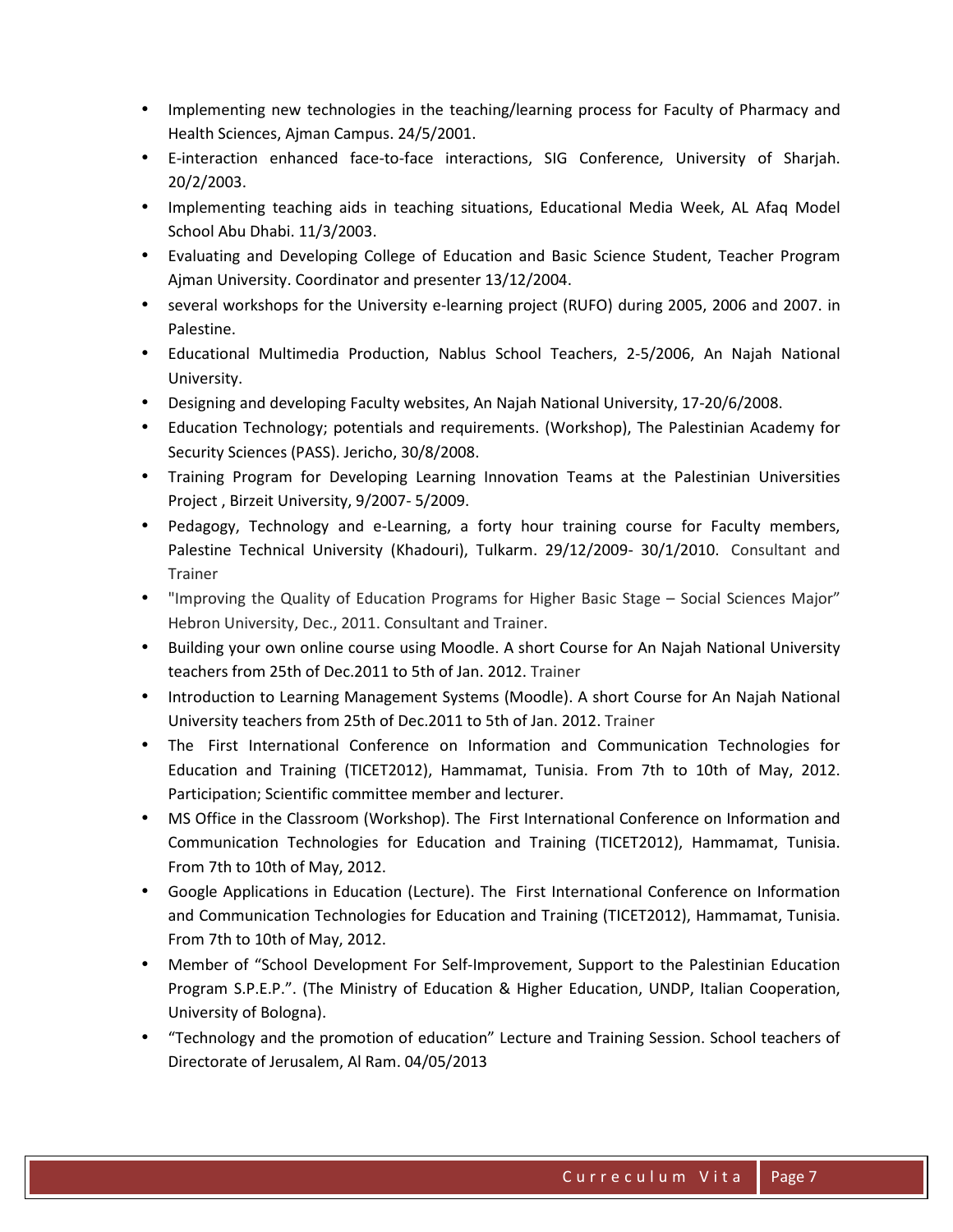- Implementing new technologies in the teaching/learning process for Faculty of Pharmacy and Health Sciences, Ajman Campus. 24/5/2001.
- E-interaction enhanced face-to-face interactions, SIG Conference, University of Sharjah. 20/2/2003.
- Implementing teaching aids in teaching situations, Educational Media Week, AL Afaq Model School Abu Dhabi. 11/3/2003.
- Evaluating and Developing College of Education and Basic Science Student, Teacher Program Ajman University. Coordinator and presenter 13/12/2004.
- several workshops for the University e-learning project (RUFO) during 2005, 2006 and 2007. in Palestine.
- Educational Multimedia Production, Nablus School Teachers, 2-5/2006, An Najah National University.
- Designing and developing Faculty websites, An Najah National University, 17-20/6/2008.
- Education Technology; potentials and requirements. (Workshop), The Palestinian Academy for Security Sciences (PASS). Jericho, 30/8/2008.
- Training Program for Developing Learning Innovation Teams at the Palestinian Universities Project , Birzeit University, 9/2007- 5/2009.
- Pedagogy, Technology and e-Learning, a forty hour training course for Faculty members, Palestine Technical University (Khadouri), Tulkarm. 29/12/2009- 30/1/2010. Consultant and Trainer
- "Improving the Quality of Education Programs for Higher Basic Stage – Social Sciences Major" Hebron University, Dec., 2011. Consultant and Trainer.
- Building your own online course using Moodle. A short Course for An Najah National University teachers from 25th of Dec.2011 to 5th of Jan. 2012. Trainer
- Introduction to Learning Management Systems (Moodle). A short Course for An Najah National University teachers from 25th of Dec.2011 to 5th of Jan. 2012. Trainer
- The First International Conference on Information and Communication Technologies for Education and Training (TICET2012), Hammamat, Tunisia. From 7th to 10th of May, 2012. Participation; Scientific committee member and lecturer.
- MS Office in the Classroom (Workshop). The First International Conference on Information and Communication Technologies for Education and Training (TICET2012), Hammamat, Tunisia. From 7th to 10th of May, 2012.
- Google Applications in Education (Lecture). The First International Conference on Information and Communication Technologies for Education and Training (TICET2012), Hammamat, Tunisia. From 7th to 10th of May, 2012.
- Member of "School Development For Self-Improvement, Support to the Palestinian Education Program S.P.E.P.". (The Ministry of Education & Higher Education, UNDP, Italian Cooperation, University of Bologna).
- "Technology and the promotion of education" Lecture and Training Session. School teachers of Directorate of Jerusalem, Al Ram. 04/05/2013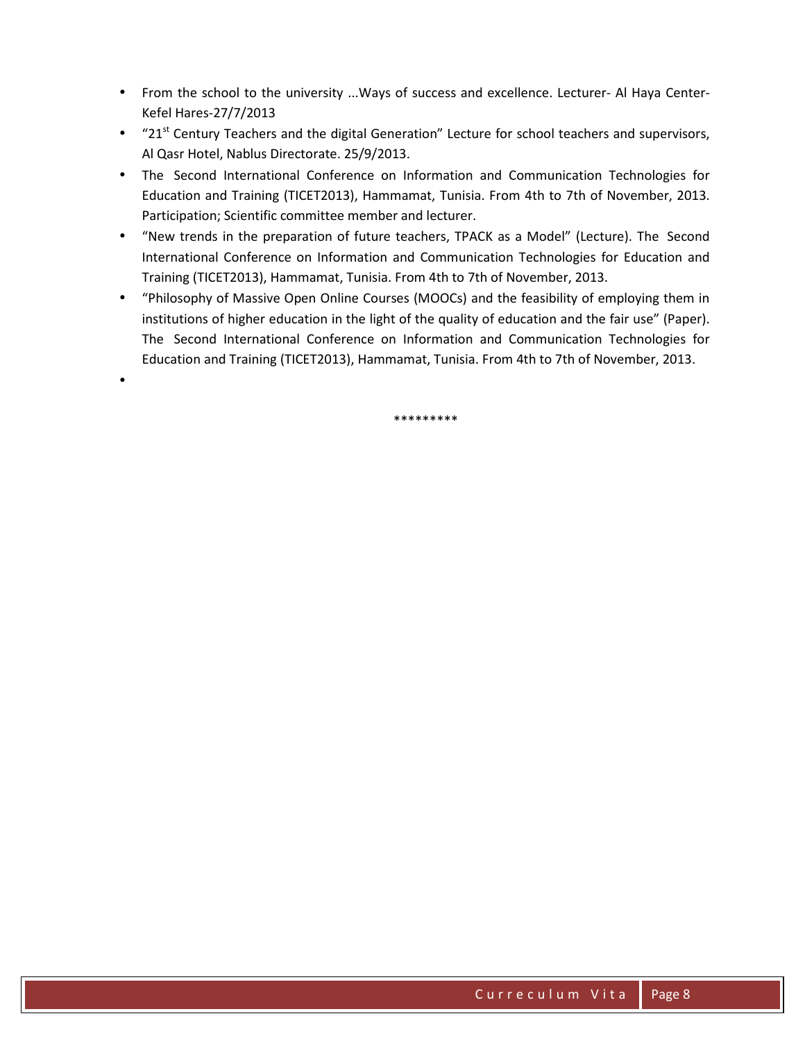- From the school to the university ...Ways of success and excellence. Lecturer- Al Haya Center- Kefel Hares-27/7/2013
- "21st Century Teachers and the digital Generation" Lecture for school teachers and supervisors, Al Qasr Hotel, Nablus Directorate. 25/9/2013.
- The Second International Conference on Information and Communication Technologies for Education and Training (TICET2013), Hammamat, Tunisia. From 4th to 7th of November, 2013. Participation; Scientific committee member and lecturer.
- "New trends in the preparation of future teachers, TPACK as a Model" (Lecture). The Second International Conference on Information and Communication Technologies for Education and Training (TICET2013), Hammamat, Tunisia. From 4th to 7th of November, 2013.
- "Philosophy of Massive Open Online Courses (MOOCs) and the feasibility of employing them in institutions of higher education in the light of the quality of education and the fair use" (Paper). The Second International Conference on Information and Communication Technologies for Education and Training (TICET2013), Hammamat, Tunisia. From 4th to 7th of November, 2013.
-

*********